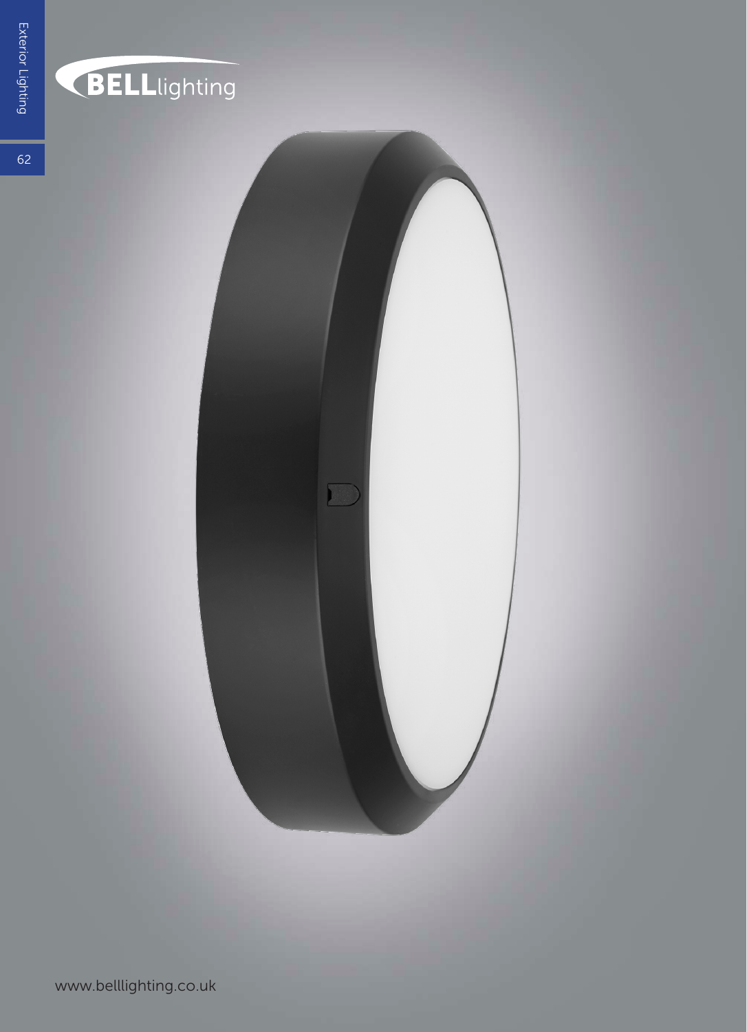BELLlighting

www.belllighting.co.uk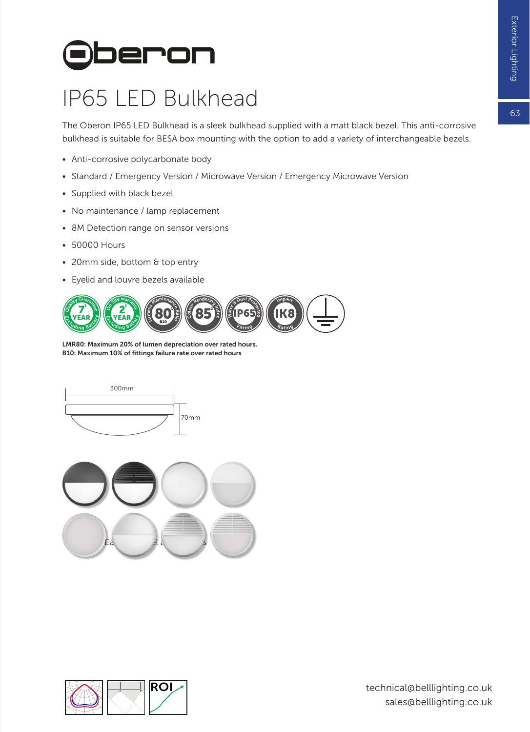# Oberon

## IP65 LED Bulkhead

The Oberon IP65 LED Bulkhead is a sleek bulkhead supplied with a matt black bezel. This anti-corrosive bulkhead is suitable for BESA box mounting with the option to add a variety of interchangeable bezels.

- Anti-corrosive polycarbonate body
- Standard / Emergency Version / Microwave Version / Emergency Microwave Version
- Supplied with black bezel
- No maintenance / lamp replacement
- 8M Detection range on sensor versions
- 50000 Hours
- 20mm side, bottom & top entry
- Eyelid and louvre bezels available

**LMR80: Maximum 20% of lumen depreciation over rated hours.**
**B10: Maximum 10% of fittings failure rate over rated hours**

300mm

70mm

technical@belllighting.co.uk
sales@belllighting.co.uk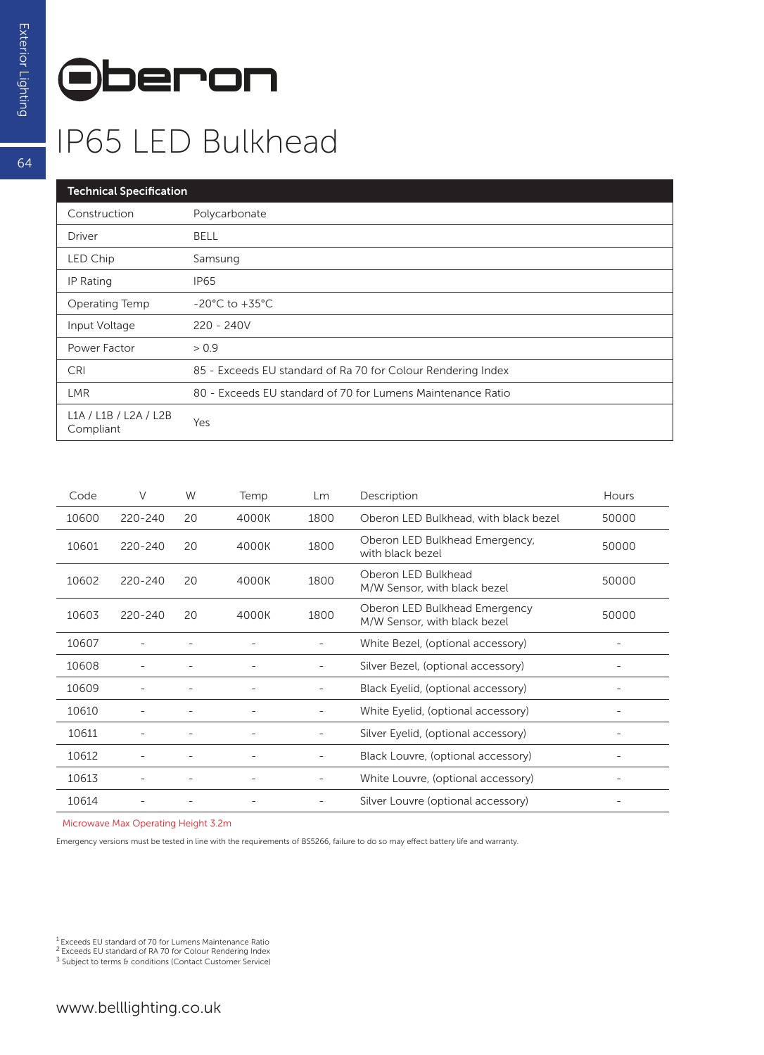# Oberon

## IP65 LED Bulkhead

| Technical Specification | |
|---|---|
| Construction | Polycarbonate |
| Driver | BELL |
| LED Chip | Samsung |
| IP Rating | IP65 |
| Operating Temp | -20°C to +35°C |
| Input Voltage | 220 - 240V |
| Power Factor | > 0.9 |
| CRI | 85 - Exceeds EU standard of Ra 70 for Colour Rendering Index |
| LMR | 80 - Exceeds EU standard of 70 for Lumens Maintenance Ratio |
| L1A / L1B / L2A / L2B Compliant | Yes |

| Code | V | W | Temp | Lm | Description | Hours |
|---|---|---|---|---|---|---|
| 10600 | 220-240 | 20 | 4000K | 1800 | Oberon LED Bulkhead, with black bezel | 50000 |
| 10601 | 220-240 | 20 | 4000K | 1800 | Oberon LED Bulkhead Emergency, with black bezel | 50000 |
| 10602 | 220-240 | 20 | 4000K | 1800 | Oberon LED Bulkhead M/W Sensor, with black bezel | 50000 |
| 10603 | 220-240 | 20 | 4000K | 1800 | Oberon LED Bulkhead Emergency M/W Sensor, with black bezel | 50000 |
| 10607 | - | - | - | - | White Bezel, (optional accessory) | - |
| 10608 | - | - | - | - | Silver Bezel, (optional accessory) | - |
| 10609 | - | - | - | - | Black Eyelid, (optional accessory) | - |
| 10610 | - | - | - | - | White Eyelid, (optional accessory) | - |
| 10611 | - | - | - | - | Silver Eyelid, (optional accessory) | - |
| 10612 | - | - | - | - | Black Louvre, (optional accessory) | - |
| 10613 | - | - | - | - | White Louvre, (optional accessory) | - |
| 10614 | - | - | - | - | Silver Louvre (optional accessory) | - |

Microwave Max Operating Height 3.2m

Emergency versions must be tested in line with the requirements of BS5266, failure to do so may effect battery life and warranty.

[1] Exceeds EU standard of 70 for Lumens Maintenance Ratio
[2] Exceeds EU standard of RA 70 for Colour Rendering Index
[3] Subject to terms & conditions (Contact Customer Service)

www.belllighting.co.uk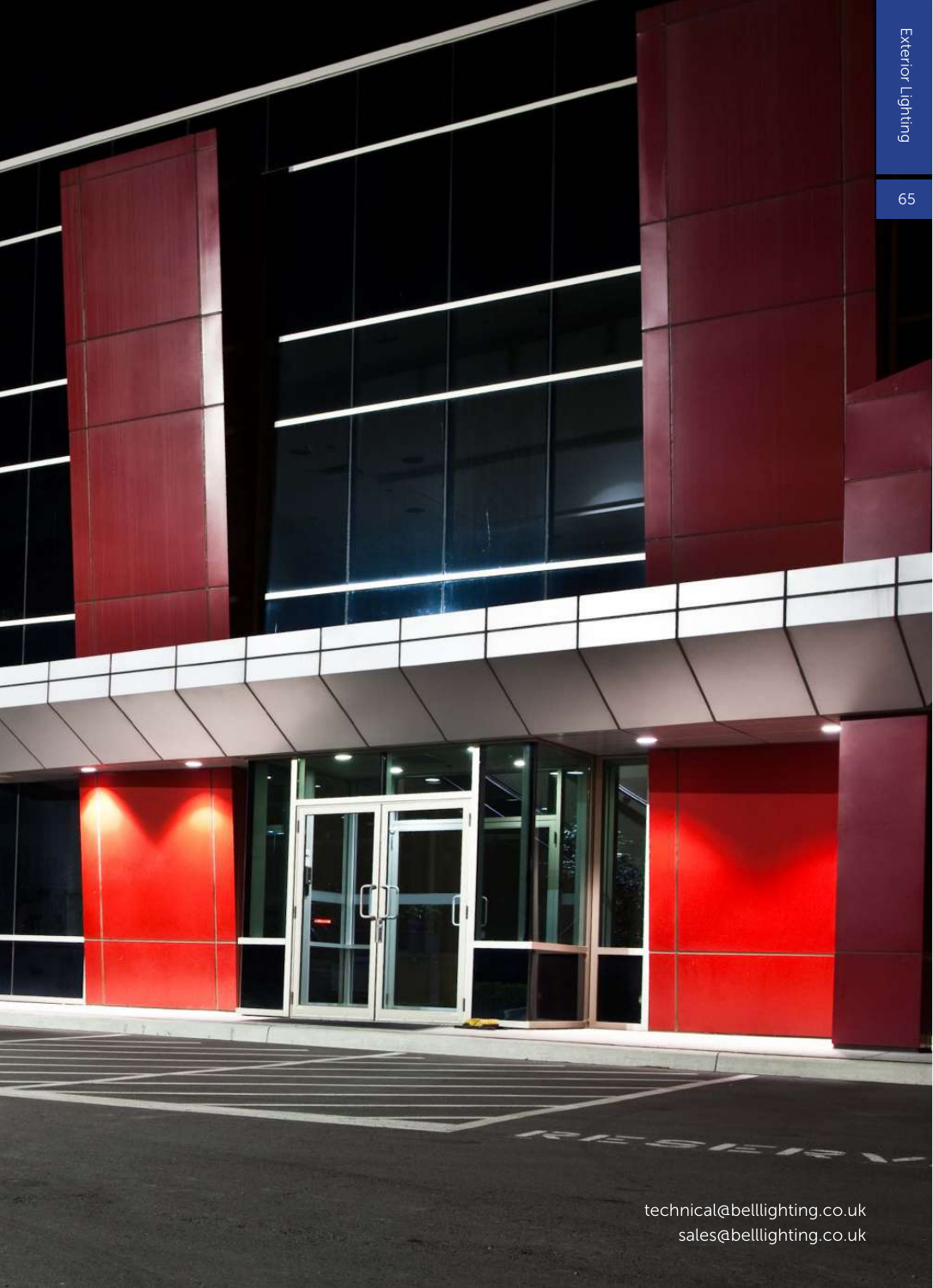technical@belllighting.co.uk
sales@belllighting.co.uk